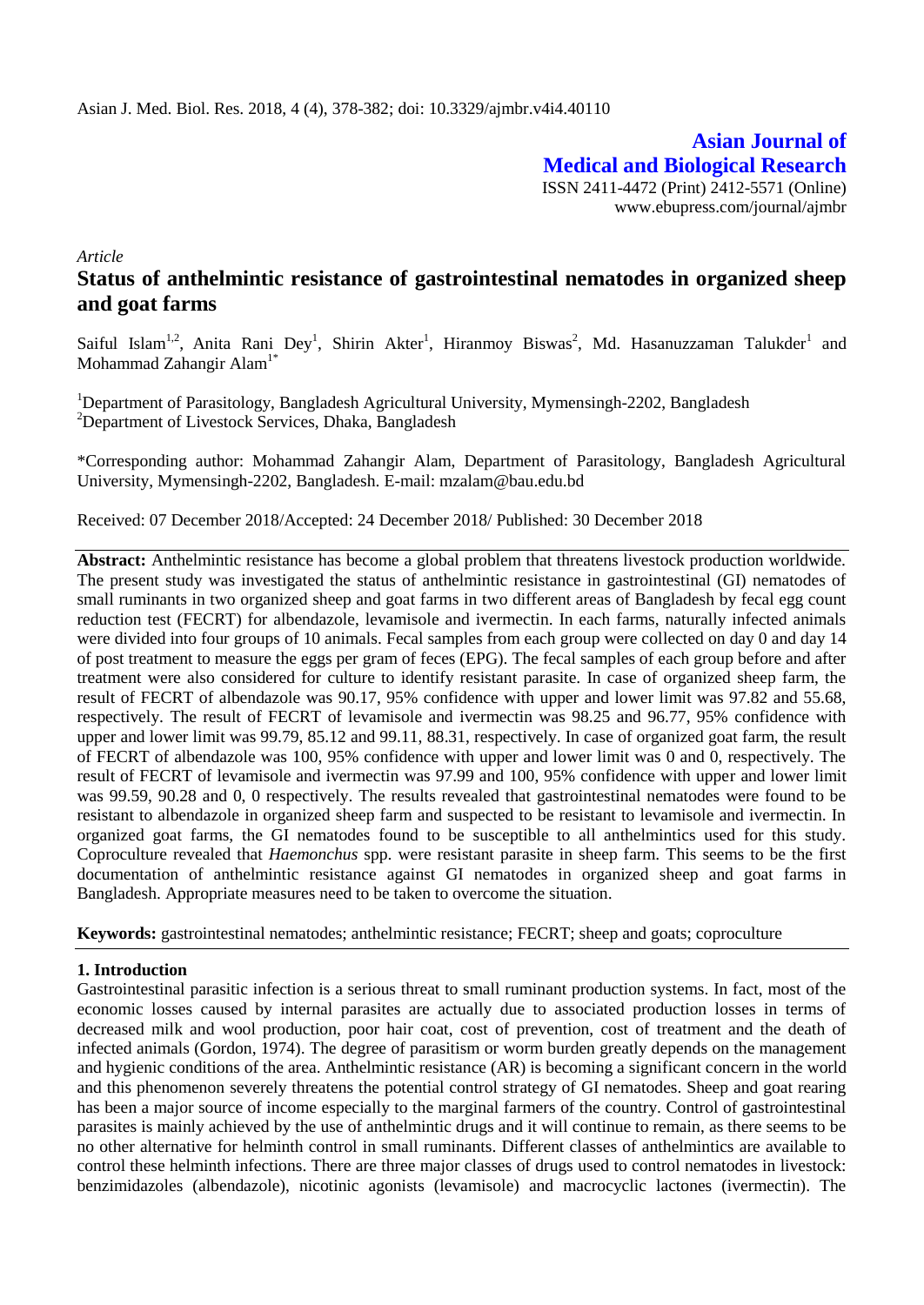**Asian Journal of Medical and Biological Research**

ISSN 2411-4472 (Print) 2412-5571 (Online)
www.ebupress.com/journal/ajmbr

*Article*

# Status of anthelmintic resistance of gastrointestinal nematodes in organized sheep and goat farms

Saiful Islam[1,2], Anita Rani Dey[1], Shirin Akter[1], Hiranmoy Biswas[2], Md. Hasanuzzaman Talukder[1] and Mohammad Zahangir Alam[1*]

[1]Department of Parasitology, Bangladesh Agricultural University, Mymensingh-2202, Bangladesh
[2]Department of Livestock Services, Dhaka, Bangladesh

*Corresponding author: Mohammad Zahangir Alam, Department of Parasitology, Bangladesh Agricultural University, Mymensingh-2202, Bangladesh. E-mail: mzalam@bau.edu.bd

Received: 07 December 2018/Accepted: 24 December 2018/ Published: 30 December 2018

**Abstract:** Anthelmintic resistance has become a global problem that threatens livestock production worldwide. The present study was investigated the status of anthelmintic resistance in gastrointestinal (GI) nematodes of small ruminants in two organized sheep and goat farms in two different areas of Bangladesh by fecal egg count reduction test (FECRT) for albendazole, levamisole and ivermectin. In each farms, naturally infected animals were divided into four groups of 10 animals. Fecal samples from each group were collected on day 0 and day 14 of post treatment to measure the eggs per gram of feces (EPG). The fecal samples of each group before and after treatment were also considered for culture to identify resistant parasite. In case of organized sheep farm, the result of FECRT of albendazole was 90.17, 95% confidence with upper and lower limit was 97.82 and 55.68, respectively. The result of FECRT of levamisole and ivermectin was 98.25 and 96.77, 95% confidence with upper and lower limit was 99.79, 85.12 and 99.11, 88.31, respectively. In case of organized goat farm, the result of FECRT of albendazole was 100, 95% confidence with upper and lower limit was 0 and 0, respectively. The result of FECRT of levamisole and ivermectin was 97.99 and 100, 95% confidence with upper and lower limit was 99.59, 90.28 and 0, 0 respectively. The results revealed that gastrointestinal nematodes were found to be resistant to albendazole in organized sheep farm and suspected to be resistant to levamisole and ivermectin. In organized goat farms, the GI nematodes found to be susceptible to all anthelmintics used for this study. Coproculture revealed that *Haemonchus* spp. were resistant parasite in sheep farm. This seems to be the first documentation of anthelmintic resistance against GI nematodes in organized sheep and goat farms in Bangladesh. Appropriate measures need to be taken to overcome the situation.

**Keywords:** gastrointestinal nematodes; anthelmintic resistance; FECRT; sheep and goats; coproculture

## 1. Introduction

Gastrointestinal parasitic infection is a serious threat to small ruminant production systems. In fact, most of the economic losses caused by internal parasites are actually due to associated production losses in terms of decreased milk and wool production, poor hair coat, cost of prevention, cost of treatment and the death of infected animals (Gordon, 1974). The degree of parasitism or worm burden greatly depends on the management and hygienic conditions of the area. Anthelmintic resistance (AR) is becoming a significant concern in the world and this phenomenon severely threatens the potential control strategy of GI nematodes. Sheep and goat rearing has been a major source of income especially to the marginal farmers of the country. Control of gastrointestinal parasites is mainly achieved by the use of anthelmintic drugs and it will continue to remain, as there seems to be no other alternative for helminth control in small ruminants. Different classes of anthelmintics are available to control these helminth infections. There are three major classes of drugs used to control nematodes in livestock: benzimidazoles (albendazole), nicotinic agonists (levamisole) and macrocyclic lactones (ivermectin). The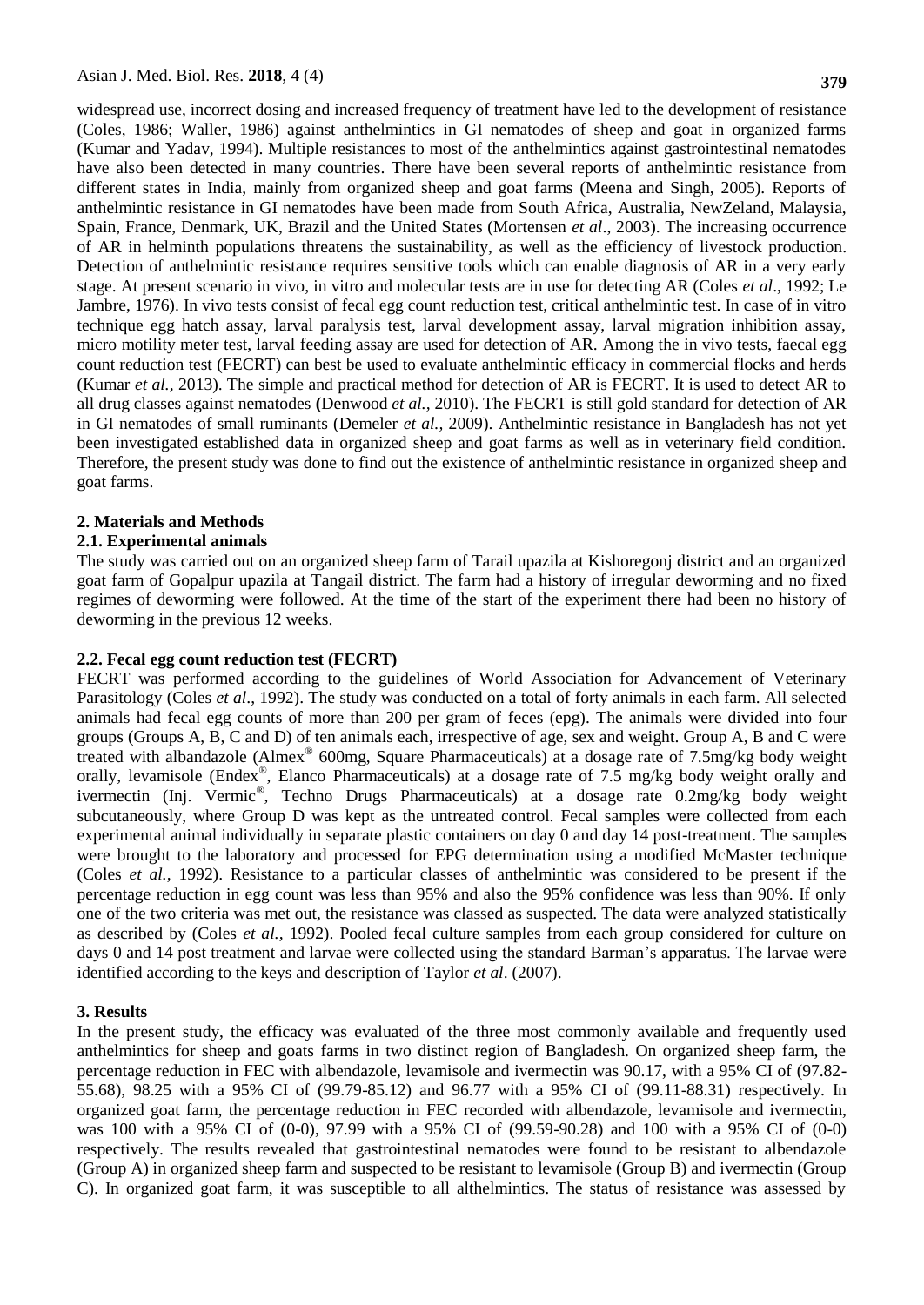widespread use, incorrect dosing and increased frequency of treatment have led to the development of resistance (Coles, 1986; Waller, 1986) against anthelmintics in GI nematodes of sheep and goat in organized farms (Kumar and Yadav, 1994). Multiple resistances to most of the anthelmintics against gastrointestinal nematodes have also been detected in many countries. There have been several reports of anthelmintic resistance from different states in India, mainly from organized sheep and goat farms (Meena and Singh, 2005). Reports of anthelmintic resistance in GI nematodes have been made from South Africa, Australia, NewZeland, Malaysia, Spain, France, Denmark, UK, Brazil and the United States (Mortensen *et al*., 2003). The increasing occurrence of AR in helminth populations threatens the sustainability, as well as the efficiency of livestock production. Detection of anthelmintic resistance requires sensitive tools which can enable diagnosis of AR in a very early stage. At present scenario in vivo, in vitro and molecular tests are in use for detecting AR (Coles *et al*., 1992; Le Jambre, 1976). In vivo tests consist of fecal egg count reduction test, critical anthelmintic test. In case of in vitro technique egg hatch assay, larval paralysis test, larval development assay, larval migration inhibition assay, micro motility meter test, larval feeding assay are used for detection of AR. Among the in vivo tests, faecal egg count reduction test (FECRT) can best be used to evaluate anthelmintic efficacy in commercial flocks and herds (Kumar *et al.,* 2013). The simple and practical method for detection of AR is FECRT. It is used to detect AR to all drug classes against nematodes **(**Denwood *et al.*, 2010). The FECRT is still gold standard for detection of AR in GI nematodes of small ruminants (Demeler *et al.,* 2009). Anthelmintic resistance in Bangladesh has not yet been investigated established data in organized sheep and goat farms as well as in veterinary field condition. Therefore, the present study was done to find out the existence of anthelmintic resistance in organized sheep and goat farms.

## 2. Materials and Methods

### 2.1. Experimental animals

The study was carried out on an organized sheep farm of Tarail upazila at Kishoregonj district and an organized goat farm of Gopalpur upazila at Tangail district. The farm had a history of irregular deworming and no fixed regimes of deworming were followed. At the time of the start of the experiment there had been no history of deworming in the previous 12 weeks.

### 2.2. Fecal egg count reduction test (FECRT)

FECRT was performed according to the guidelines of World Association for Advancement of Veterinary Parasitology (Coles *et al*., 1992). The study was conducted on a total of forty animals in each farm. All selected animals had fecal egg counts of more than 200 per gram of feces (epg). The animals were divided into four groups (Groups A, B, C and D) of ten animals each, irrespective of age, sex and weight. Group A, B and C were treated with albandazole (Almex® 600mg, Square Pharmaceuticals) at a dosage rate of 7.5mg/kg body weight orally, levamisole (Endex®, Elanco Pharmaceuticals) at a dosage rate of 7.5 mg/kg body weight orally and ivermectin (Inj. Vermic®, Techno Drugs Pharmaceuticals) at a dosage rate 0.2mg/kg body weight subcutaneously, where Group D was kept as the untreated control. Fecal samples were collected from each experimental animal individually in separate plastic containers on day 0 and day 14 post-treatment. The samples were brought to the laboratory and processed for EPG determination using a modified McMaster technique (Coles *et al.,* 1992). Resistance to a particular classes of anthelmintic was considered to be present if the percentage reduction in egg count was less than 95% and also the 95% confidence was less than 90%. If only one of the two criteria was met out, the resistance was classed as suspected. The data were analyzed statistically as described by (Coles *et al.,* 1992). Pooled fecal culture samples from each group considered for culture on days 0 and 14 post treatment and larvae were collected using the standard Barman's apparatus. The larvae were identified according to the keys and description of Taylor *et al*. (2007).

## 3. Results

In the present study, the efficacy was evaluated of the three most commonly available and frequently used anthelmintics for sheep and goats farms in two distinct region of Bangladesh. On organized sheep farm, the percentage reduction in FEC with albendazole, levamisole and ivermectin was 90.17, with a 95% CI of (97.82-55.68), 98.25 with a 95% CI of (99.79-85.12) and 96.77 with a 95% CI of (99.11-88.31) respectively. In organized goat farm, the percentage reduction in FEC recorded with albendazole, levamisole and ivermectin, was 100 with a 95% CI of (0-0), 97.99 with a 95% CI of (99.59-90.28) and 100 with a 95% CI of (0-0) respectively. The results revealed that gastrointestinal nematodes were found to be resistant to albendazole (Group A) in organized sheep farm and suspected to be resistant to levamisole (Group B) and ivermectin (Group C). In organized goat farm, it was susceptible to all althelmintics. The status of resistance was assessed by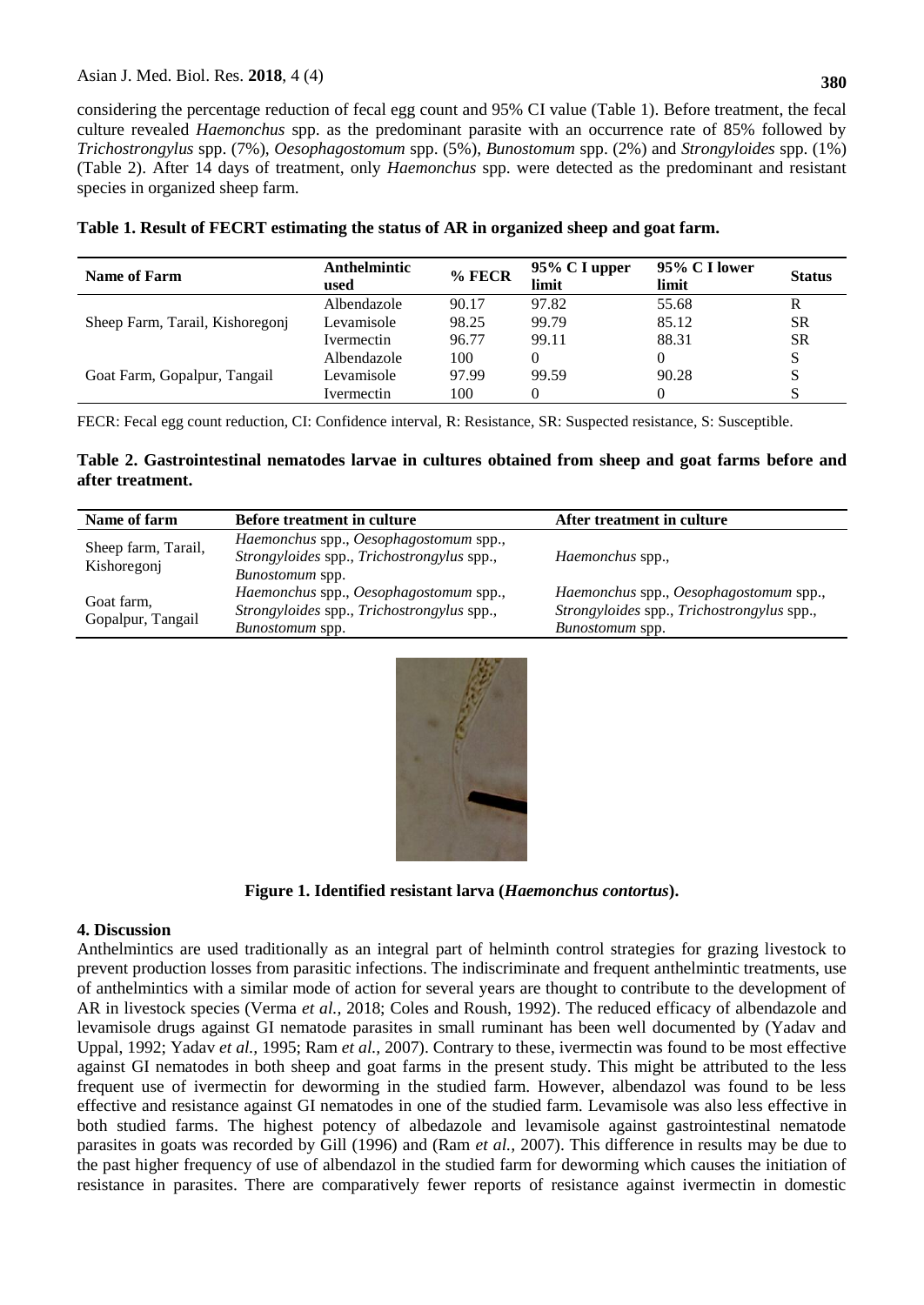considering the percentage reduction of fecal egg count and 95% CI value (Table 1). Before treatment, the fecal culture revealed *Haemonchus* spp. as the predominant parasite with an occurrence rate of 85% followed by *Trichostrongylus* spp. (7%), *Oesophagostomum* spp. (5%), *Bunostomum* spp. (2%) and *Strongyloides* spp. (1%) (Table 2). After 14 days of treatment, only *Haemonchus* spp. were detected as the predominant and resistant species in organized sheep farm.

**Table 1. Result of FECRT estimating the status of AR in organized sheep and goat farm.**

| Name of Farm | Anthelmintic used | % FECR | 95% C I upper limit | 95% C I lower limit | Status |
|---|---|---|---|---|---|
| Sheep Farm, Tarail, Kishoregonj | Albendazole | 90.17 | 97.82 | 55.68 | R |
| | Levamisole | 98.25 | 99.79 | 85.12 | SR |
| | Ivermectin | 96.77 | 99.11 | 88.31 | SR |
| Goat Farm, Gopalpur, Tangail | Albendazole | 100 | 0 | 0 | S |
| | Levamisole | 97.99 | 99.59 | 90.28 | S |
| | Ivermectin | 100 | 0 | 0 | S |

FECR: Fecal egg count reduction, CI: Confidence interval, R: Resistance, SR: Suspected resistance, S: Susceptible.

**Table 2. Gastrointestinal nematodes larvae in cultures obtained from sheep and goat farms before and after treatment.**

| Name of farm | Before treatment in culture | After treatment in culture |
|---|---|---|
| Sheep farm, Tarail, Kishoregonj | *Haemonchus* spp., *Oesophagostomum* spp., *Strongyloides* spp., *Trichostrongylus* spp., *Bunostomum* spp. | *Haemonchus* spp., |
| Goat farm, Gopalpur, Tangail | *Haemonchus* spp., *Oesophagostomum* spp., *Strongyloides* spp., *Trichostrongylus* spp., *Bunostomum* spp. | *Haemonchus* spp., *Oesophagostomum* spp., *Strongyloides* spp., *Trichostrongylus* spp., *Bunostomum* spp. |

**Figure 1. Identified resistant larva (*Haemonchus contortus*).**

## 4. Discussion

Anthelmintics are used traditionally as an integral part of helminth control strategies for grazing livestock to prevent production losses from parasitic infections. The indiscriminate and frequent anthelmintic treatments, use of anthelmintics with a similar mode of action for several years are thought to contribute to the development of AR in livestock species (Verma *et al.*, 2018; Coles and Roush, 1992). The reduced efficacy of albendazole and levamisole drugs against GI nematode parasites in small ruminant has been well documented by (Yadav and Uppal, 1992; Yadav *et al.*, 1995; Ram *et al.*, 2007). Contrary to these, ivermectin was found to be most effective against GI nematodes in both sheep and goat farms in the present study. This might be attributed to the less frequent use of ivermectin for deworming in the studied farm. However, albendazol was found to be less effective and resistance against GI nematodes in one of the studied farm. Levamisole was also less effective in both studied farms. The highest potency of albedazole and levamisole against gastrointestinal nematode parasites in goats was recorded by Gill (1996) and (Ram *et al.*, 2007). This difference in results may be due to the past higher frequency of use of albendazol in the studied farm for deworming which causes the initiation of resistance in parasites. There are comparatively fewer reports of resistance against ivermectin in domestic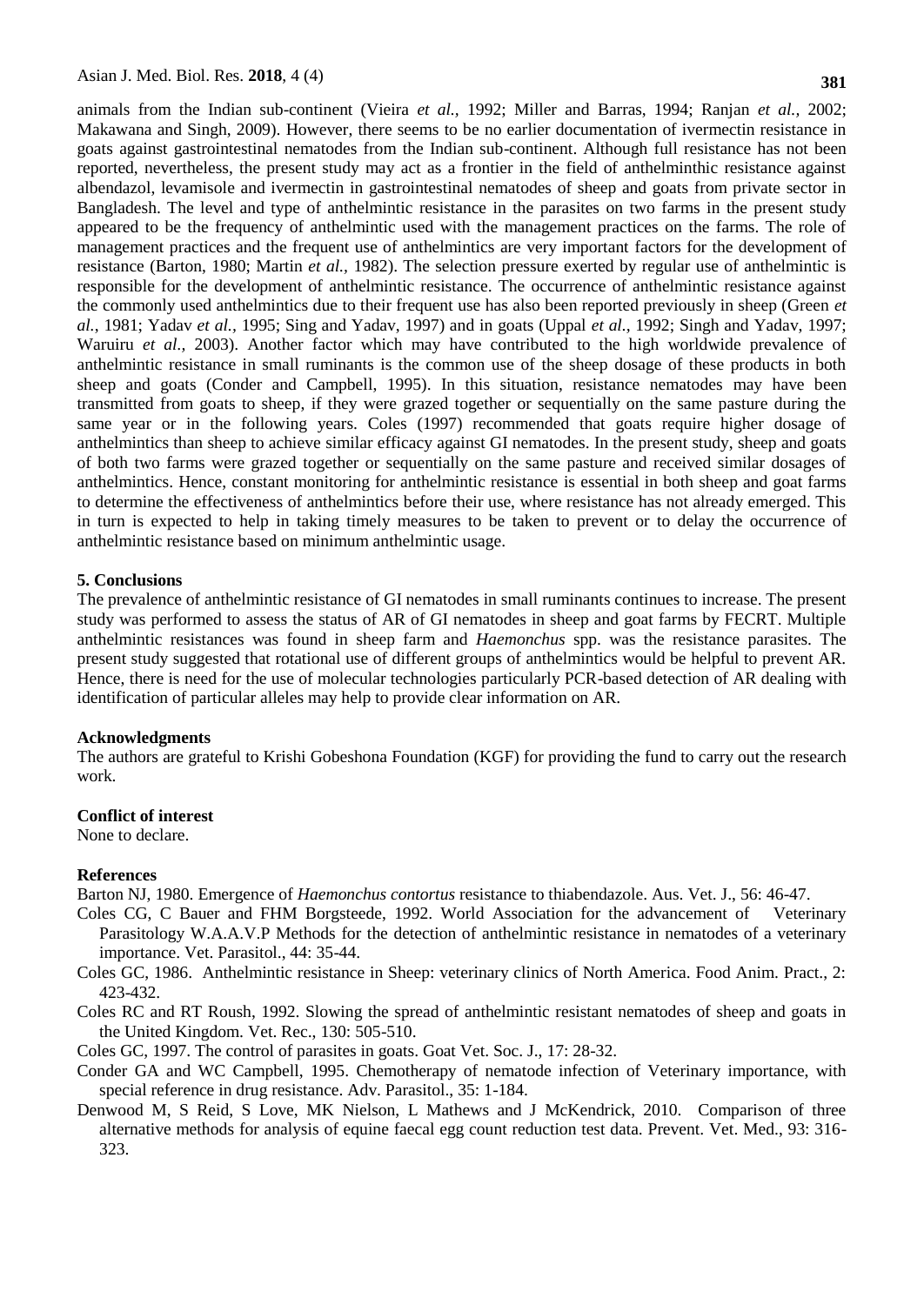animals from the Indian sub-continent (Vieira *et al.,* 1992; Miller and Barras, 1994; Ranjan *et al.,* 2002; Makawana and Singh, 2009). However, there seems to be no earlier documentation of ivermectin resistance in goats against gastrointestinal nematodes from the Indian sub-continent. Although full resistance has not been reported, nevertheless, the present study may act as a frontier in the field of anthelminthic resistance against albendazol, levamisole and ivermectin in gastrointestinal nematodes of sheep and goats from private sector in Bangladesh. The level and type of anthelmintic resistance in the parasites on two farms in the present study appeared to be the frequency of anthelmintic used with the management practices on the farms. The role of management practices and the frequent use of anthelmintics are very important factors for the development of resistance (Barton, 1980; Martin *et al.,* 1982). The selection pressure exerted by regular use of anthelmintic is responsible for the development of anthelmintic resistance. The occurrence of anthelmintic resistance against the commonly used anthelmintics due to their frequent use has also been reported previously in sheep (Green *et al.,* 1981; Yadav *et al.,* 1995; Sing and Yadav, 1997) and in goats (Uppal *et al.,* 1992; Singh and Yadav, 1997; Waruiru *et al.,* 2003). Another factor which may have contributed to the high worldwide prevalence of anthelmintic resistance in small ruminants is the common use of the sheep dosage of these products in both sheep and goats (Conder and Campbell, 1995). In this situation, resistance nematodes may have been transmitted from goats to sheep, if they were grazed together or sequentially on the same pasture during the same year or in the following years. Coles (1997) recommended that goats require higher dosage of anthelmintics than sheep to achieve similar efficacy against GI nematodes. In the present study, sheep and goats of both two farms were grazed together or sequentially on the same pasture and received similar dosages of anthelmintics. Hence, constant monitoring for anthelmintic resistance is essential in both sheep and goat farms to determine the effectiveness of anthelmintics before their use, where resistance has not already emerged. This in turn is expected to help in taking timely measures to be taken to prevent or to delay the occurrence of anthelmintic resistance based on minimum anthelmintic usage.

## 5. Conclusions

The prevalence of anthelmintic resistance of GI nematodes in small ruminants continues to increase. The present study was performed to assess the status of AR of GI nematodes in sheep and goat farms by FECRT. Multiple anthelmintic resistances was found in sheep farm and *Haemonchus* spp. was the resistance parasites. The present study suggested that rotational use of different groups of anthelmintics would be helpful to prevent AR. Hence, there is need for the use of molecular technologies particularly PCR-based detection of AR dealing with identification of particular alleles may help to provide clear information on AR.

## Acknowledgments

The authors are grateful to Krishi Gobeshona Foundation (KGF) for providing the fund to carry out the research work.

## Conflict of interest

None to declare.

## References

Barton NJ, 1980. Emergence of *Haemonchus contortus* resistance to thiabendazole. Aus. Vet. J., 56: 46-47.

Coles CG, C Bauer and FHM Borgsteede, 1992. World Association for the advancement of Veterinary Parasitology W.A.A.V.P Methods for the detection of anthelmintic resistance in nematodes of a veterinary importance. Vet. Parasitol., 44: 35-44.

Coles GC, 1986. Anthelmintic resistance in Sheep: veterinary clinics of North America. Food Anim. Pract., 2: 423-432.

Coles RC and RT Roush, 1992. Slowing the spread of anthelmintic resistant nematodes of sheep and goats in the United Kingdom. Vet. Rec., 130: 505-510.

Coles GC, 1997. The control of parasites in goats. Goat Vet. Soc. J., 17: 28-32.

Conder GA and WC Campbell, 1995. Chemotherapy of nematode infection of Veterinary importance, with special reference in drug resistance. Adv. Parasitol., 35: 1-184.

Denwood M, S Reid, S Love, MK Nielson, L Mathews and J McKendrick, 2010. Comparison of three alternative methods for analysis of equine faecal egg count reduction test data. Prevent. Vet. Med., 93: 316-323.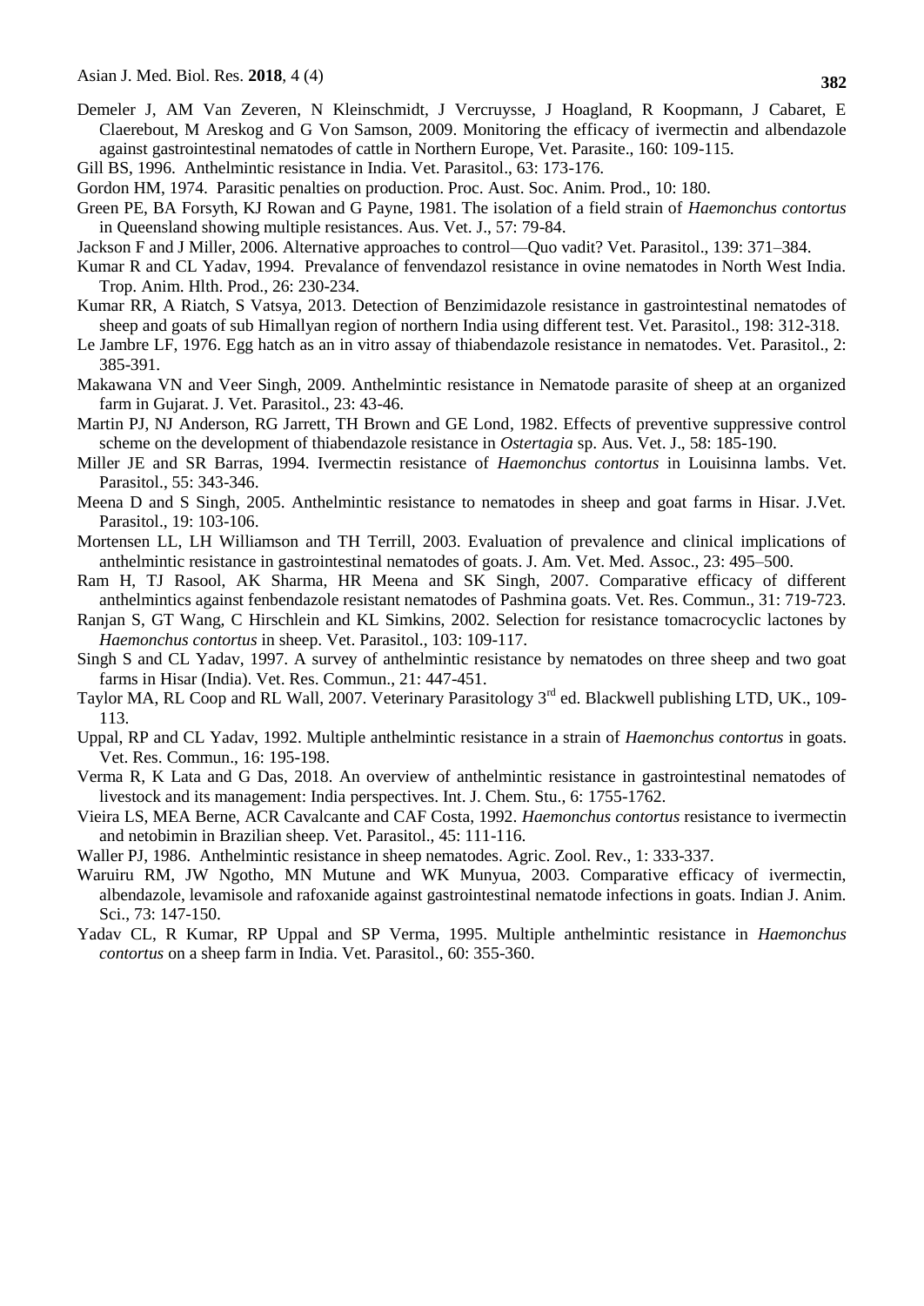Demeler J, AM Van Zeveren, N Kleinschmidt, J Vercruysse, J Hoagland, R Koopmann, J Cabaret, E Claerebout, M Areskog and G Von Samson, 2009. Monitoring the efficacy of ivermectin and albendazole against gastrointestinal nematodes of cattle in Northern Europe, Vet. Parasite., 160: 109-115.

Gill BS, 1996. Anthelmintic resistance in India. Vet. Parasitol., 63: 173-176.

Gordon HM, 1974. Parasitic penalties on production. Proc. Aust. Soc. Anim. Prod., 10: 180.

Green PE, BA Forsyth, KJ Rowan and G Payne, 1981. The isolation of a field strain of *Haemonchus contortus* in Queensland showing multiple resistances. Aus. Vet. J., 57: 79-84.

Jackson F and J Miller, 2006. Alternative approaches to control—Quo vadit? Vet. Parasitol., 139: 371–384.

Kumar R and CL Yadav, 1994. Prevalance of fenvendazol resistance in ovine nematodes in North West India. Trop. Anim. Hlth. Prod., 26: 230-234.

Kumar RR, A Riatch, S Vatsya, 2013. Detection of Benzimidazole resistance in gastrointestinal nematodes of sheep and goats of sub Himallyan region of northern India using different test. Vet. Parasitol., 198: 312-318.

Le Jambre LF, 1976. Egg hatch as an in vitro assay of thiabendazole resistance in nematodes. Vet. Parasitol., 2: 385-391.

Makawana VN and Veer Singh, 2009. Anthelmintic resistance in Nematode parasite of sheep at an organized farm in Gujarat. J. Vet. Parasitol., 23: 43-46.

Martin PJ, NJ Anderson, RG Jarrett, TH Brown and GE Lond, 1982. Effects of preventive suppressive control scheme on the development of thiabendazole resistance in *Ostertagia* sp. Aus. Vet. J., 58: 185-190.

Miller JE and SR Barras, 1994. Ivermectin resistance of *Haemonchus contortus* in Louisinna lambs. Vet. Parasitol., 55: 343-346.

Meena D and S Singh, 2005. Anthelmintic resistance to nematodes in sheep and goat farms in Hisar. J.Vet. Parasitol., 19: 103-106.

Mortensen LL, LH Williamson and TH Terrill, 2003. Evaluation of prevalence and clinical implications of anthelmintic resistance in gastrointestinal nematodes of goats. J. Am. Vet. Med. Assoc., 23: 495–500.

Ram H, TJ Rasool, AK Sharma, HR Meena and SK Singh, 2007. Comparative efficacy of different anthelmintics against fenbendazole resistant nematodes of Pashmina goats. Vet. Res. Commun., 31: 719-723.

Ranjan S, GT Wang, C Hirschlein and KL Simkins, 2002. Selection for resistance tomacrocyclic lactones by *Haemonchus contortus* in sheep. Vet. Parasitol., 103: 109-117.

Singh S and CL Yadav, 1997. A survey of anthelmintic resistance by nematodes on three sheep and two goat farms in Hisar (India). Vet. Res. Commun., 21: 447-451.

Taylor MA, RL Coop and RL Wall, 2007. Veterinary Parasitology 3rd ed. Blackwell publishing LTD, UK., 109-113.

Uppal, RP and CL Yadav, 1992. Multiple anthelmintic resistance in a strain of *Haemonchus contortus* in goats. Vet. Res. Commun., 16: 195-198.

Verma R, K Lata and G Das, 2018. An overview of anthelmintic resistance in gastrointestinal nematodes of livestock and its management: India perspectives. Int. J. Chem. Stu., 6: 1755-1762.

Vieira LS, MEA Berne, ACR Cavalcante and CAF Costa, 1992. *Haemonchus contortus* resistance to ivermectin and netobimin in Brazilian sheep. Vet. Parasitol., 45: 111-116.

Waller PJ, 1986. Anthelmintic resistance in sheep nematodes. Agric. Zool. Rev., 1: 333-337.

Waruiru RM, JW Ngotho, MN Mutune and WK Munyua, 2003. Comparative efficacy of ivermectin, albendazole, levamisole and rafoxanide against gastrointestinal nematode infections in goats. Indian J. Anim. Sci., 73: 147-150.

Yadav CL, R Kumar, RP Uppal and SP Verma, 1995. Multiple anthelmintic resistance in *Haemonchus contortus* on a sheep farm in India. Vet. Parasitol., 60: 355-360.